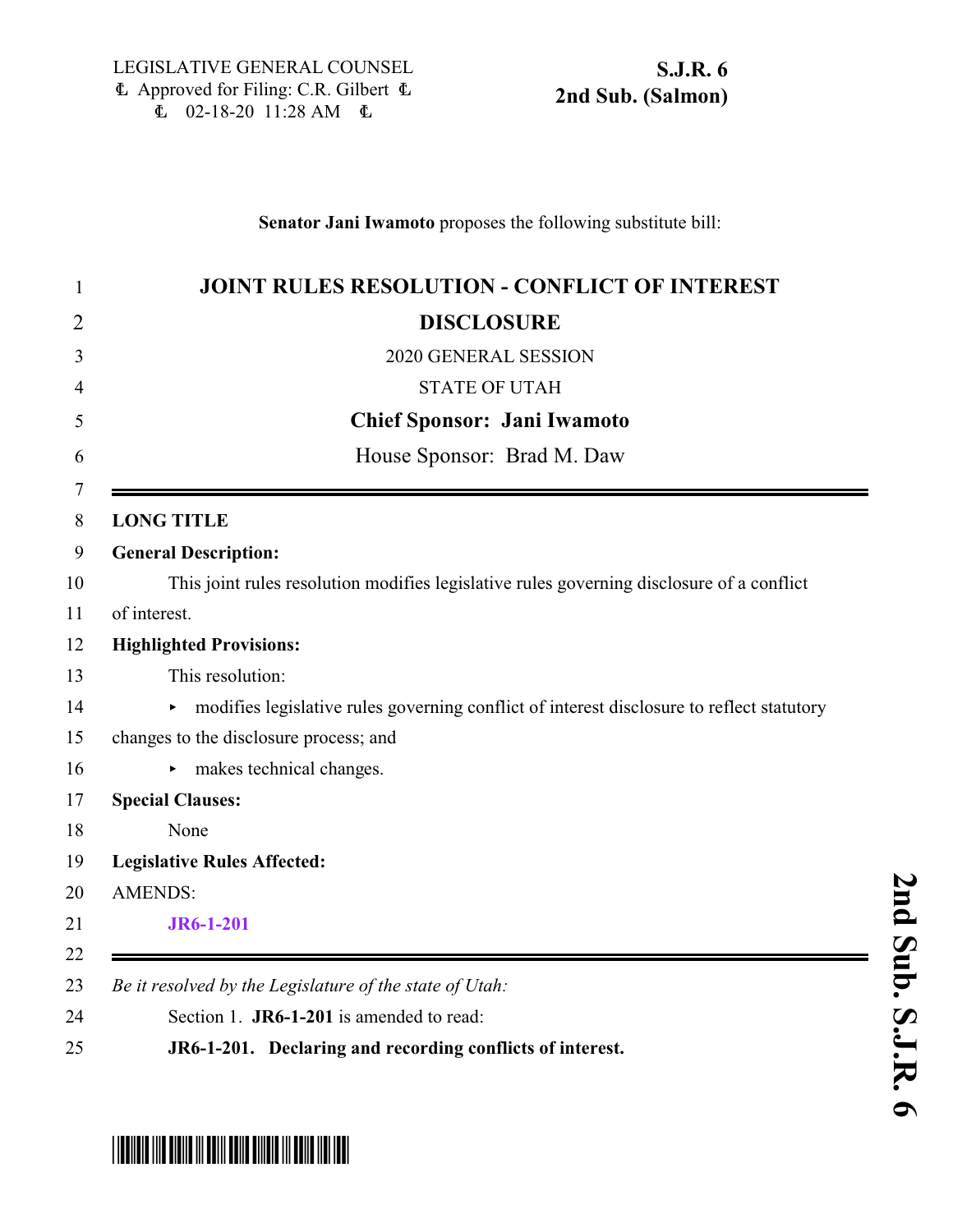LEGISLATIVE GENERAL COUNSEL
Approved for Filing: C.R. Gilbert
02-18-20 11:28 AM

**S.J.R. 6**
**2nd Sub. (Salmon)**

**Senator Jani Iwamoto** proposes the following substitute bill:

# JOINT RULES RESOLUTION - CONFLICT OF INTEREST DISCLOSURE

2020 GENERAL SESSION

STATE OF UTAH

**Chief Sponsor: Jani Iwamoto**

House Sponsor: Brad M. Daw

**LONG TITLE**

**General Description:**

This joint rules resolution modifies legislative rules governing disclosure of a conflict of interest.

**Highlighted Provisions:**

This resolution:

- modifies legislative rules governing conflict of interest disclosure to reflect statutory changes to the disclosure process; and
- makes technical changes.

**Special Clauses:**

None

**Legislative Rules Affected:**

AMENDS:

**JR6-1-201**

*Be it resolved by the Legislature of the state of Utah:*

Section 1. **JR6-1-201** is amended to read:

**JR6-1-201. Declaring and recording conflicts of interest.**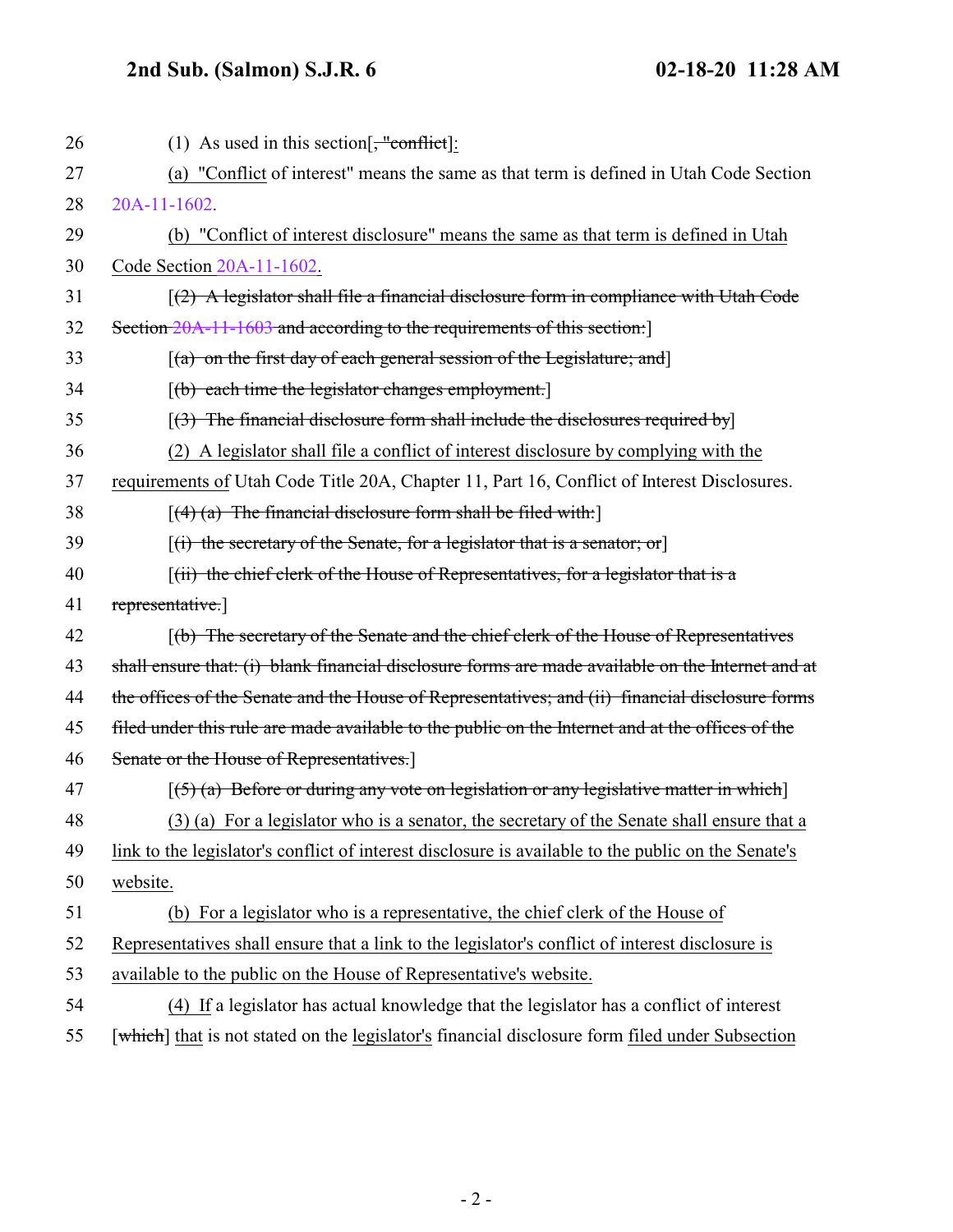26 (1) As used in this section[, "conflict]:

27 (a) "Conflict of interest" means the same as that term is defined in Utah Code Section

28 20A-11-1602.

29 (b) "Conflict of interest disclosure" means the same as that term is defined in Utah

30 Code Section 20A-11-1602.

31 [(2) A legislator shall file a financial disclosure form in compliance with Utah Code

32 Section 20A-11-1603 and according to the requirements of this section:]

33 [(a) on the first day of each general session of the Legislature; and]

34 [(b) each time the legislator changes employment.]

35 [(3) The financial disclosure form shall include the disclosures required by]

36 (2) A legislator shall file a conflict of interest disclosure by complying with the

37 requirements of Utah Code Title 20A, Chapter 11, Part 16, Conflict of Interest Disclosures.

38 [(4) (a) The financial disclosure form shall be filed with:]

39 [(i) the secretary of the Senate, for a legislator that is a senator; or]

40 [(ii) the chief clerk of the House of Representatives, for a legislator that is a

41 representative.]

42 [(b) The secretary of the Senate and the chief clerk of the House of Representatives

43 shall ensure that: (i) blank financial disclosure forms are made available on the Internet and at

44 the offices of the Senate and the House of Representatives; and (ii) financial disclosure forms

45 filed under this rule are made available to the public on the Internet and at the offices of the

46 Senate or the House of Representatives.]

47 [(5) (a) Before or during any vote on legislation or any legislative matter in which]

48 (3) (a) For a legislator who is a senator, the secretary of the Senate shall ensure that a

49 link to the legislator's conflict of interest disclosure is available to the public on the Senate's

50 website.

51 (b) For a legislator who is a representative, the chief clerk of the House of

52 Representatives shall ensure that a link to the legislator's conflict of interest disclosure is

53 available to the public on the House of Representative's website.

54 (4) If a legislator has actual knowledge that the legislator has a conflict of interest

55 [which] that is not stated on the legislator's financial disclosure form filed under Subsection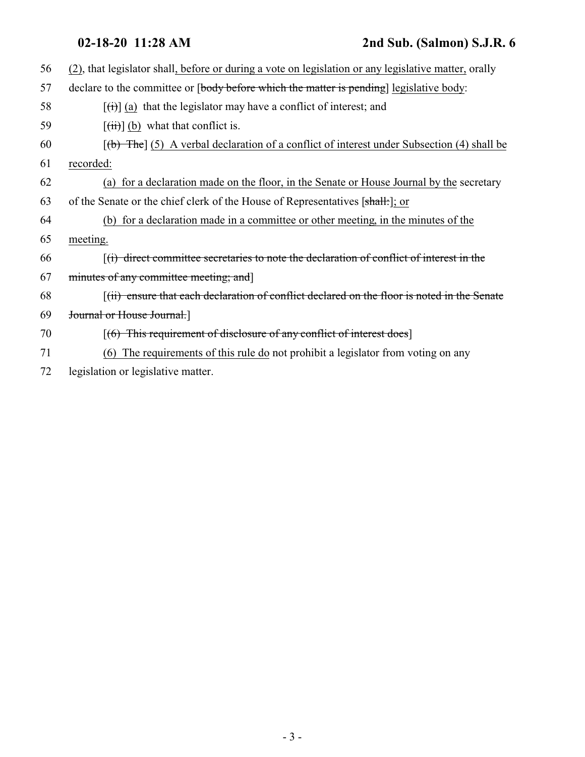56 (2), that legislator shall, before or during a vote on legislation or any legislative matter, orally

57 declare to the committee or [body before which the matter is pending] legislative body:

58 [(i)] (a) that the legislator may have a conflict of interest; and

59 [(ii)] (b) what that conflict is.

60 [(b) The] (5) A verbal declaration of a conflict of interest under Subsection (4) shall be

61 recorded:

62 (a) for a declaration made on the floor, in the Senate or House Journal by the secretary

63 of the Senate or the chief clerk of the House of Representatives [shall:]; or

64 (b) for a declaration made in a committee or other meeting, in the minutes of the

65 meeting.

66 [(i) direct committee secretaries to note the declaration of conflict of interest in the

67 minutes of any committee meeting; and]

68 [(ii) ensure that each declaration of conflict declared on the floor is noted in the Senate

69 Journal or House Journal.]

70 [(6) This requirement of disclosure of any conflict of interest does]

71 (6) The requirements of this rule do not prohibit a legislator from voting on any

72 legislation or legislative matter.